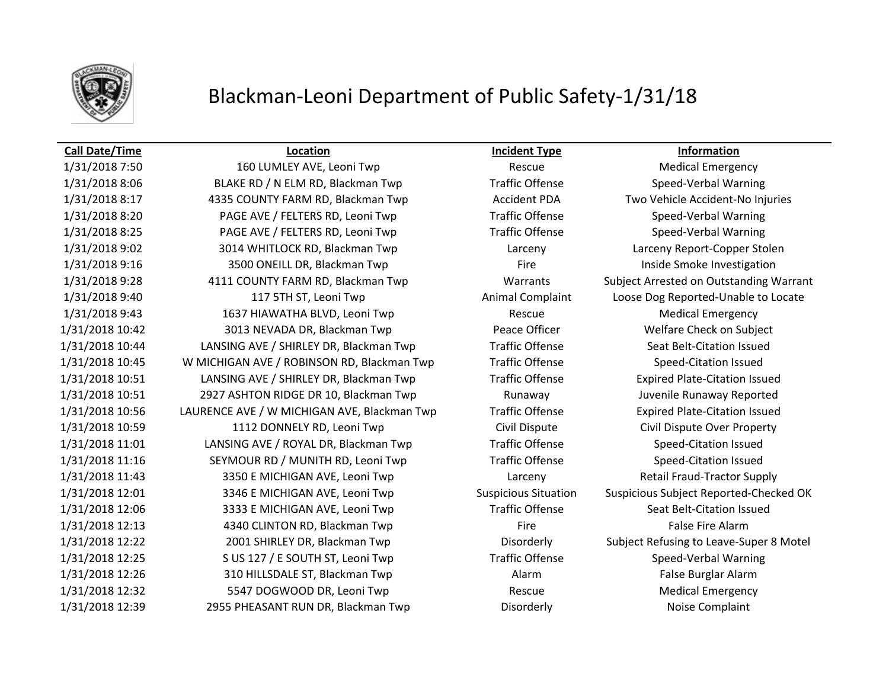# Blackman-Leoni Department of Public Safety-1/31/18

| Call Date/Time | Location | Incident Type | Information |
| --- | --- | --- | --- |
| 1/31/2018 7:50 | 160 LUMLEY AVE, Leoni Twp | Rescue | Medical Emergency |
| 1/31/2018 8:06 | BLAKE RD / N ELM RD, Blackman Twp | Traffic Offense | Speed-Verbal Warning |
| 1/31/2018 8:17 | 4335 COUNTY FARM RD, Blackman Twp | Accident PDA | Two Vehicle Accident-No Injuries |
| 1/31/2018 8:20 | PAGE AVE / FELTERS RD, Leoni Twp | Traffic Offense | Speed-Verbal Warning |
| 1/31/2018 8:25 | PAGE AVE / FELTERS RD, Leoni Twp | Traffic Offense | Speed-Verbal Warning |
| 1/31/2018 9:02 | 3014 WHITLOCK RD, Blackman Twp | Larceny | Larceny Report-Copper Stolen |
| 1/31/2018 9:16 | 3500 ONEILL DR, Blackman Twp | Fire | Inside Smoke Investigation |
| 1/31/2018 9:28 | 4111 COUNTY FARM RD, Blackman Twp | Warrants | Subject Arrested on Outstanding Warrant |
| 1/31/2018 9:40 | 117 5TH ST, Leoni Twp | Animal Complaint | Loose Dog Reported-Unable to Locate |
| 1/31/2018 9:43 | 1637 HIAWATHA BLVD, Leoni Twp | Rescue | Medical Emergency |
| 1/31/2018 10:42 | 3013 NEVADA DR, Blackman Twp | Peace Officer | Welfare Check on Subject |
| 1/31/2018 10:44 | LANSING AVE / SHIRLEY DR, Blackman Twp | Traffic Offense | Seat Belt-Citation Issued |
| 1/31/2018 10:45 | W MICHIGAN AVE / ROBINSON RD, Blackman Twp | Traffic Offense | Speed-Citation Issued |
| 1/31/2018 10:51 | LANSING AVE / SHIRLEY DR, Blackman Twp | Traffic Offense | Expired Plate-Citation Issued |
| 1/31/2018 10:51 | 2927 ASHTON RIDGE DR 10, Blackman Twp | Runaway | Juvenile Runaway Reported |
| 1/31/2018 10:56 | LAURENCE AVE / W MICHIGAN AVE, Blackman Twp | Traffic Offense | Expired Plate-Citation Issued |
| 1/31/2018 10:59 | 1112 DONNELY RD, Leoni Twp | Civil Dispute | Civil Dispute Over Property |
| 1/31/2018 11:01 | LANSING AVE / ROYAL DR, Blackman Twp | Traffic Offense | Speed-Citation Issued |
| 1/31/2018 11:16 | SEYMOUR RD / MUNITH RD, Leoni Twp | Traffic Offense | Speed-Citation Issued |
| 1/31/2018 11:43 | 3350 E MICHIGAN AVE, Leoni Twp | Larceny | Retail Fraud-Tractor Supply |
| 1/31/2018 12:01 | 3346 E MICHIGAN AVE, Leoni Twp | Suspicious Situation | Suspicious Subject Reported-Checked OK |
| 1/31/2018 12:06 | 3333 E MICHIGAN AVE, Leoni Twp | Traffic Offense | Seat Belt-Citation Issued |
| 1/31/2018 12:13 | 4340 CLINTON RD, Blackman Twp | Fire | False Fire Alarm |
| 1/31/2018 12:22 | 2001 SHIRLEY DR, Blackman Twp | Disorderly | Subject Refusing to Leave-Super 8 Motel |
| 1/31/2018 12:25 | S US 127 / E SOUTH ST, Leoni Twp | Traffic Offense | Speed-Verbal Warning |
| 1/31/2018 12:26 | 310 HILLSDALE ST, Blackman Twp | Alarm | False Burglar Alarm |
| 1/31/2018 12:32 | 5547 DOGWOOD DR, Leoni Twp | Rescue | Medical Emergency |
| 1/31/2018 12:39 | 2955 PHEASANT RUN DR, Blackman Twp | Disorderly | Noise Complaint |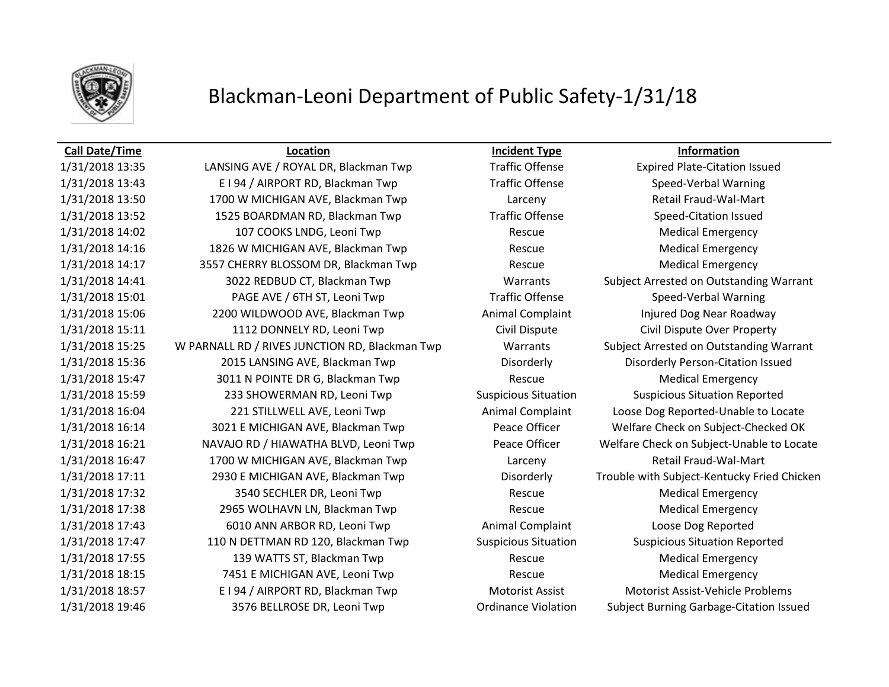# Blackman-Leoni Department of Public Safety-1/31/18

| Call Date/Time | Location | Incident Type | Information |
|---|---|---|---|
| 1/31/2018 13:35 | LANSING AVE / ROYAL DR, Blackman Twp | Traffic Offense | Expired Plate-Citation Issued |
| 1/31/2018 13:43 | E I 94 / AIRPORT RD, Blackman Twp | Traffic Offense | Speed-Verbal Warning |
| 1/31/2018 13:50 | 1700 W MICHIGAN AVE, Blackman Twp | Larceny | Retail Fraud-Wal-Mart |
| 1/31/2018 13:52 | 1525 BOARDMAN RD, Blackman Twp | Traffic Offense | Speed-Citation Issued |
| 1/31/2018 14:02 | 107 COOKS LNDG, Leoni Twp | Rescue | Medical Emergency |
| 1/31/2018 14:16 | 1826 W MICHIGAN AVE, Blackman Twp | Rescue | Medical Emergency |
| 1/31/2018 14:17 | 3557 CHERRY BLOSSOM DR, Blackman Twp | Rescue | Medical Emergency |
| 1/31/2018 14:41 | 3022 REDBUD CT, Blackman Twp | Warrants | Subject Arrested on Outstanding Warrant |
| 1/31/2018 15:01 | PAGE AVE / 6TH ST, Leoni Twp | Traffic Offense | Speed-Verbal Warning |
| 1/31/2018 15:06 | 2200 WILDWOOD AVE, Blackman Twp | Animal Complaint | Injured Dog Near Roadway |
| 1/31/2018 15:11 | 1112 DONNELY RD, Leoni Twp | Civil Dispute | Civil Dispute Over Property |
| 1/31/2018 15:25 | W PARNALL RD / RIVES JUNCTION RD, Blackman Twp | Warrants | Subject Arrested on Outstanding Warrant |
| 1/31/2018 15:36 | 2015 LANSING AVE, Blackman Twp | Disorderly | Disorderly Person-Citation Issued |
| 1/31/2018 15:47 | 3011 N POINTE DR G, Blackman Twp | Rescue | Medical Emergency |
| 1/31/2018 15:59 | 233 SHOWERMAN RD, Leoni Twp | Suspicious Situation | Suspicious Situation Reported |
| 1/31/2018 16:04 | 221 STILLWELL AVE, Leoni Twp | Animal Complaint | Loose Dog Reported-Unable to Locate |
| 1/31/2018 16:14 | 3021 E MICHIGAN AVE, Blackman Twp | Peace Officer | Welfare Check on Subject-Checked OK |
| 1/31/2018 16:21 | NAVAJO RD / HIAWATHA BLVD, Leoni Twp | Peace Officer | Welfare Check on Subject-Unable to Locate |
| 1/31/2018 16:47 | 1700 W MICHIGAN AVE, Blackman Twp | Larceny | Retail Fraud-Wal-Mart |
| 1/31/2018 17:11 | 2930 E MICHIGAN AVE, Blackman Twp | Disorderly | Trouble with Subject-Kentucky Fried Chicken |
| 1/31/2018 17:32 | 3540 SECHLER DR, Leoni Twp | Rescue | Medical Emergency |
| 1/31/2018 17:38 | 2965 WOLHAVN LN, Blackman Twp | Rescue | Medical Emergency |
| 1/31/2018 17:43 | 6010 ANN ARBOR RD, Leoni Twp | Animal Complaint | Loose Dog Reported |
| 1/31/2018 17:47 | 110 N DETTMAN RD 120, Blackman Twp | Suspicious Situation | Suspicious Situation Reported |
| 1/31/2018 17:55 | 139 WATTS ST, Blackman Twp | Rescue | Medical Emergency |
| 1/31/2018 18:15 | 7451 E MICHIGAN AVE, Leoni Twp | Rescue | Medical Emergency |
| 1/31/2018 18:57 | E I 94 / AIRPORT RD, Blackman Twp | Motorist Assist | Motorist Assist-Vehicle Problems |
| 1/31/2018 19:46 | 3576 BELLROSE DR, Leoni Twp | Ordinance Violation | Subject Burning Garbage-Citation Issued |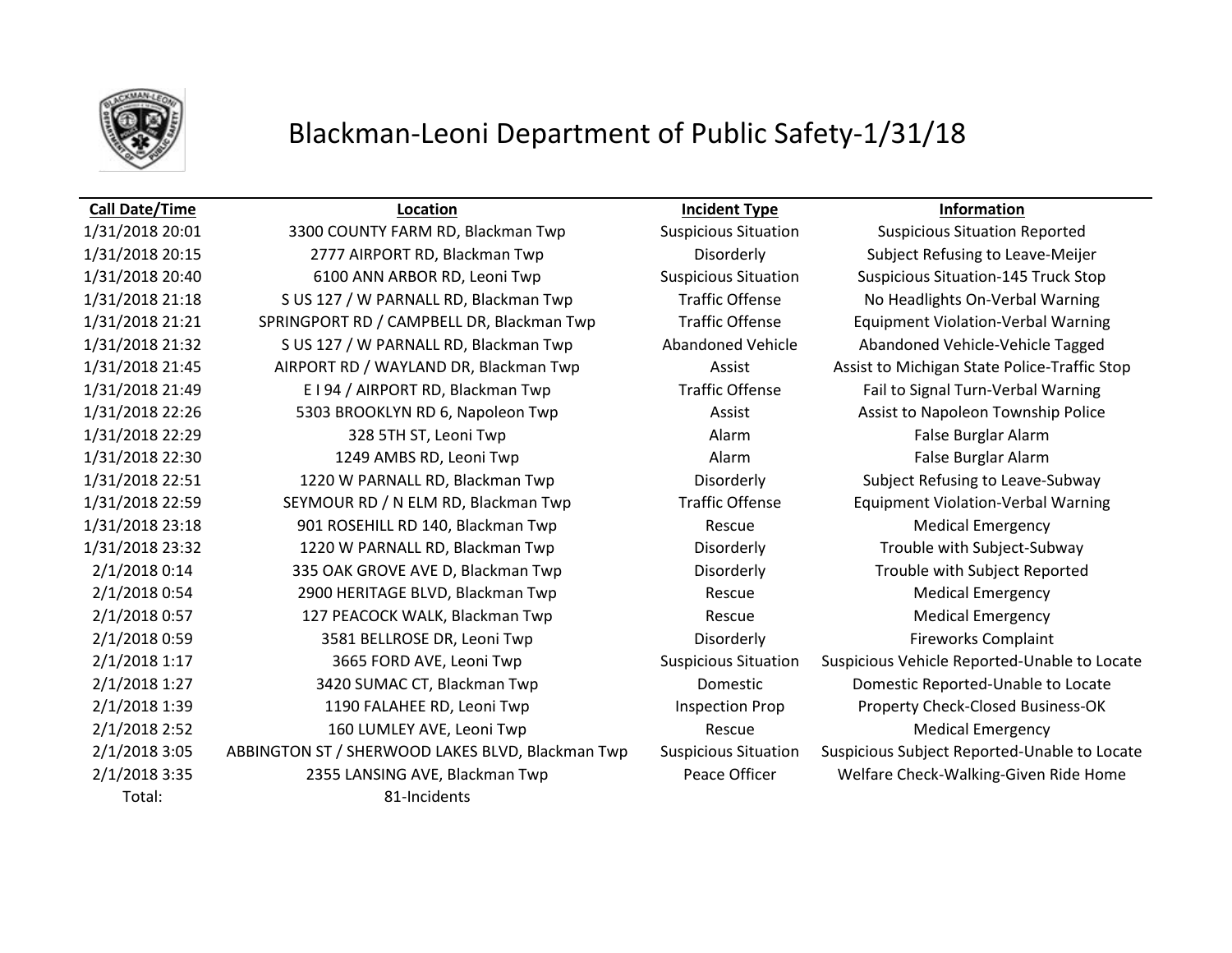# Blackman-Leoni Department of Public Safety-1/31/18

| Call Date/Time | Location | Incident Type | Information |
|---|---|---|---|
| 1/31/2018 20:01 | 3300 COUNTY FARM RD, Blackman Twp | Suspicious Situation | Suspicious Situation Reported |
| 1/31/2018 20:15 | 2777 AIRPORT RD, Blackman Twp | Disorderly | Subject Refusing to Leave-Meijer |
| 1/31/2018 20:40 | 6100 ANN ARBOR RD, Leoni Twp | Suspicious Situation | Suspicious Situation-145 Truck Stop |
| 1/31/2018 21:18 | S US 127 / W PARNALL RD, Blackman Twp | Traffic Offense | No Headlights On-Verbal Warning |
| 1/31/2018 21:21 | SPRINGPORT RD / CAMPBELL DR, Blackman Twp | Traffic Offense | Equipment Violation-Verbal Warning |
| 1/31/2018 21:32 | S US 127 / W PARNALL RD, Blackman Twp | Abandoned Vehicle | Abandoned Vehicle-Vehicle Tagged |
| 1/31/2018 21:45 | AIRPORT RD / WAYLAND DR, Blackman Twp | Assist | Assist to Michigan State Police-Traffic Stop |
| 1/31/2018 21:49 | E I 94 / AIRPORT RD, Blackman Twp | Traffic Offense | Fail to Signal Turn-Verbal Warning |
| 1/31/2018 22:26 | 5303 BROOKLYN RD 6, Napoleon Twp | Assist | Assist to Napoleon Township Police |
| 1/31/2018 22:29 | 328 5TH ST, Leoni Twp | Alarm | False Burglar Alarm |
| 1/31/2018 22:30 | 1249 AMBS RD, Leoni Twp | Alarm | False Burglar Alarm |
| 1/31/2018 22:51 | 1220 W PARNALL RD, Blackman Twp | Disorderly | Subject Refusing to Leave-Subway |
| 1/31/2018 22:59 | SEYMOUR RD / N ELM RD, Blackman Twp | Traffic Offense | Equipment Violation-Verbal Warning |
| 1/31/2018 23:18 | 901 ROSEHILL RD 140, Blackman Twp | Rescue | Medical Emergency |
| 1/31/2018 23:32 | 1220 W PARNALL RD, Blackman Twp | Disorderly | Trouble with Subject-Subway |
| 2/1/2018 0:14 | 335 OAK GROVE AVE D, Blackman Twp | Disorderly | Trouble with Subject Reported |
| 2/1/2018 0:54 | 2900 HERITAGE BLVD, Blackman Twp | Rescue | Medical Emergency |
| 2/1/2018 0:57 | 127 PEACOCK WALK, Blackman Twp | Rescue | Medical Emergency |
| 2/1/2018 0:59 | 3581 BELLROSE DR, Leoni Twp | Disorderly | Fireworks Complaint |
| 2/1/2018 1:17 | 3665 FORD AVE, Leoni Twp | Suspicious Situation | Suspicious Vehicle Reported-Unable to Locate |
| 2/1/2018 1:27 | 3420 SUMAC CT, Blackman Twp | Domestic | Domestic Reported-Unable to Locate |
| 2/1/2018 1:39 | 1190 FALAHEE RD, Leoni Twp | Inspection Prop | Property Check-Closed Business-OK |
| 2/1/2018 2:52 | 160 LUMLEY AVE, Leoni Twp | Rescue | Medical Emergency |
| 2/1/2018 3:05 | ABBINGTON ST / SHERWOOD LAKES BLVD, Blackman Twp | Suspicious Situation | Suspicious Subject Reported-Unable to Locate |
| 2/1/2018 3:35 | 2355 LANSING AVE, Blackman Twp | Peace Officer | Welfare Check-Walking-Given Ride Home |
| Total: | 81-Incidents | | |